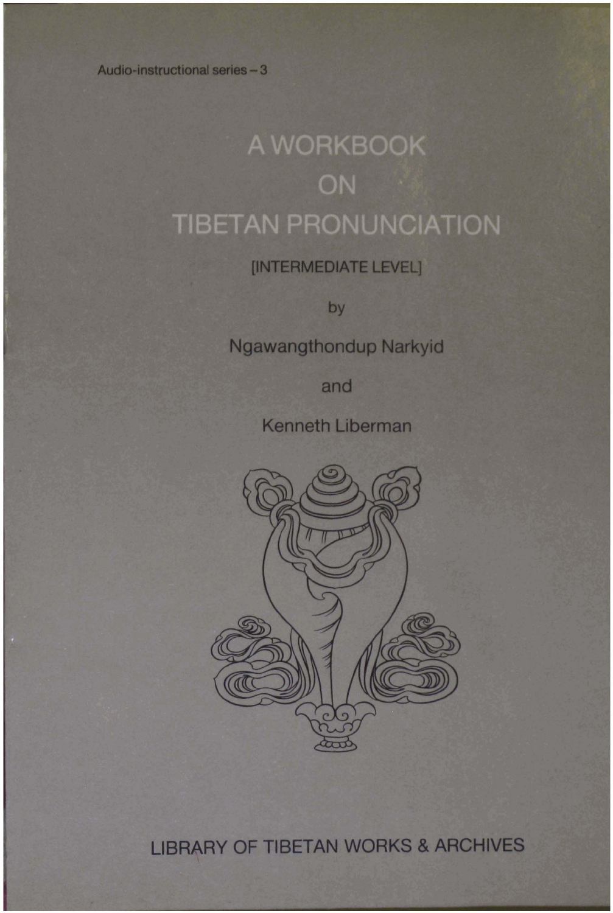Audio-instructional series – 3

# A WORKBOOK ON TIBETAN PRONUNCIATION

[INTERMEDIATE LEVEL]

by

Ngawangthondup Narkyid

and

Kenneth Liberman

LIBRARY OF TIBETAN WORKS & ARCHIVES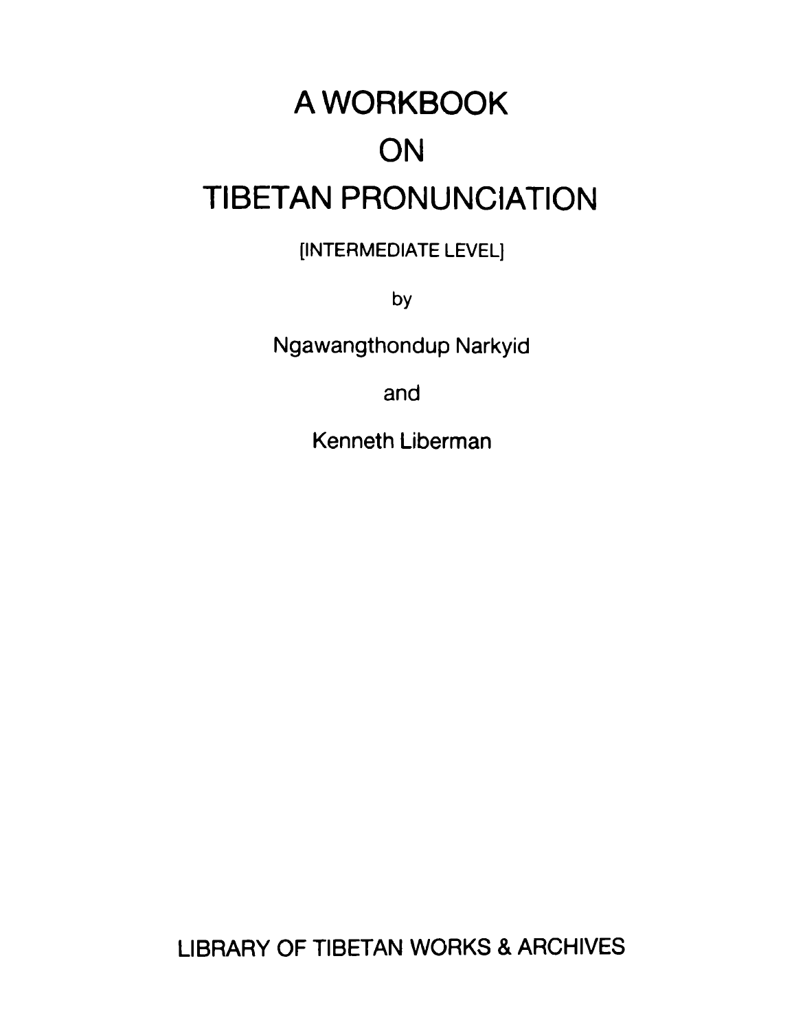# A WORKBOOK ON TIBETAN PRONUNCIATION

[INTERMEDIATE LEVEL]

by

Ngawangthondup Narkyid

and

Kenneth Liberman

LIBRARY OF TIBETAN WORKS & ARCHIVES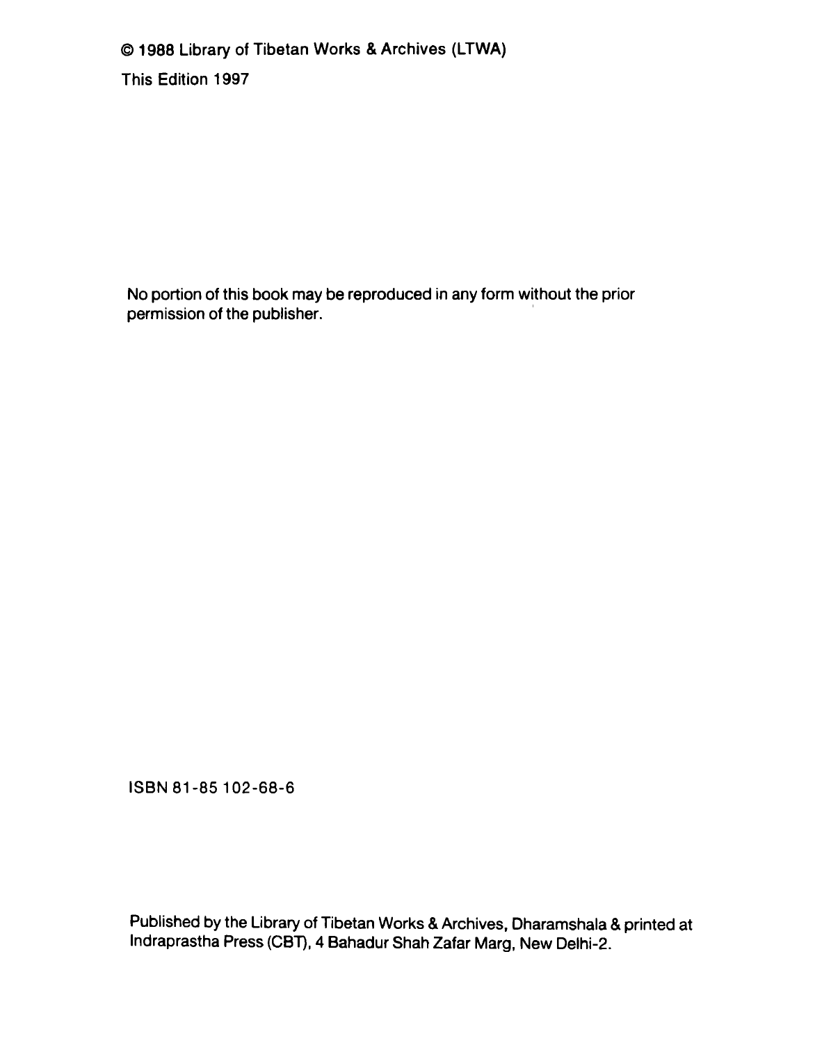© 1988 Library of Tibetan Works & Archives (LTWA)

This Edition 1997

No portion of this book may be reproduced in any form without the prior permission of the publisher.

ISBN 81-85 102-68-6

Published by the Library of Tibetan Works & Archives, Dharamshala & printed at Indraprastha Press (CBT), 4 Bahadur Shah Zafar Marg, New Delhi-2.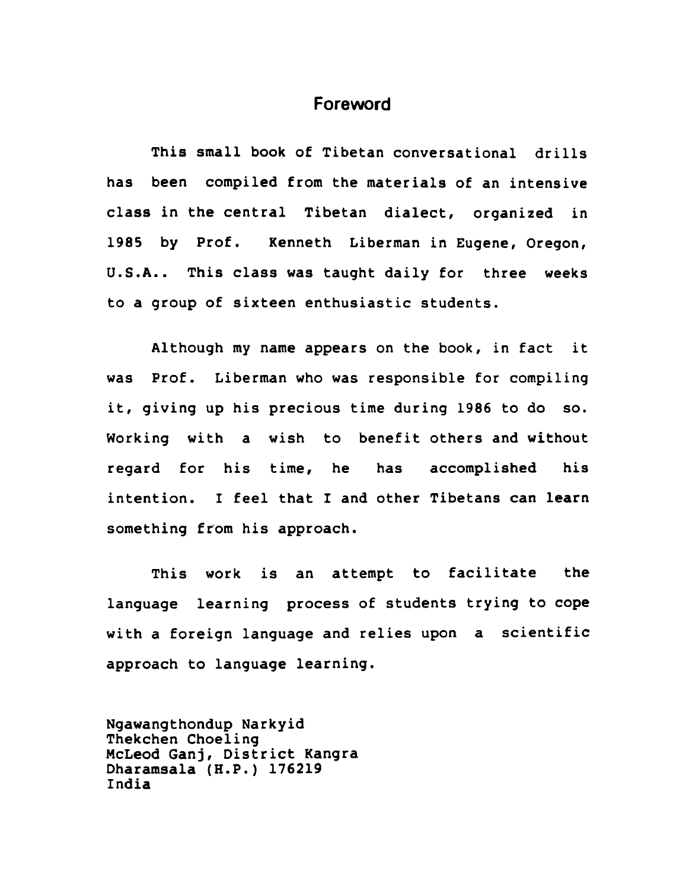# Foreword

This small book of Tibetan conversational drills has been compiled from the materials of an intensive class in the central Tibetan dialect, organized in 1985 by Prof. Kenneth Liberman in Eugene, Oregon, U.S.A.. This class was taught daily for three weeks to a group of sixteen enthusiastic students.

Although my name appears on the book, in fact it was Prof. Liberman who was responsible for compiling it, giving up his precious time during 1986 to do so. Working with a wish to benefit others and without regard for his time, he has accomplished his intention. I feel that I and other Tibetans can learn something from his approach.

This work is an attempt to facilitate the language learning process of students trying to cope with a foreign language and relies upon a scientific approach to language learning.

Ngawangthondup Narkyid
Thekchen Choeling
McLeod Ganj, District Kangra
Dharamsala (H.P.) 176219
India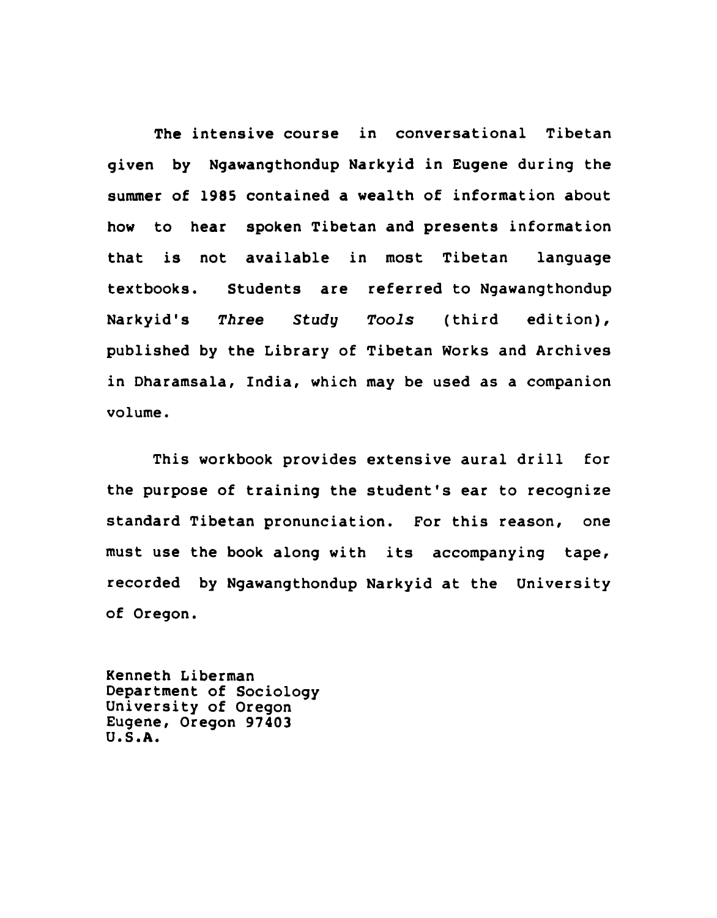The intensive course in conversational Tibetan given by Ngawangthondup Narkyid in Eugene during the summer of 1985 contained a wealth of information about how to hear spoken Tibetan and presents information that is not available in most Tibetan language textbooks. Students are referred to Ngawangthondup Narkyid's *Three Study Tools* (third edition), published by the Library of Tibetan Works and Archives in Dharamsala, India, which may be used as a companion volume.

This workbook provides extensive aural drill for the purpose of training the student's ear to recognize standard Tibetan pronunciation. For this reason, one must use the book along with its accompanying tape, recorded by Ngawangthondup Narkyid at the University of Oregon.

Kenneth Liberman
Department of Sociology
University of Oregon
Eugene, Oregon 97403
U.S.A.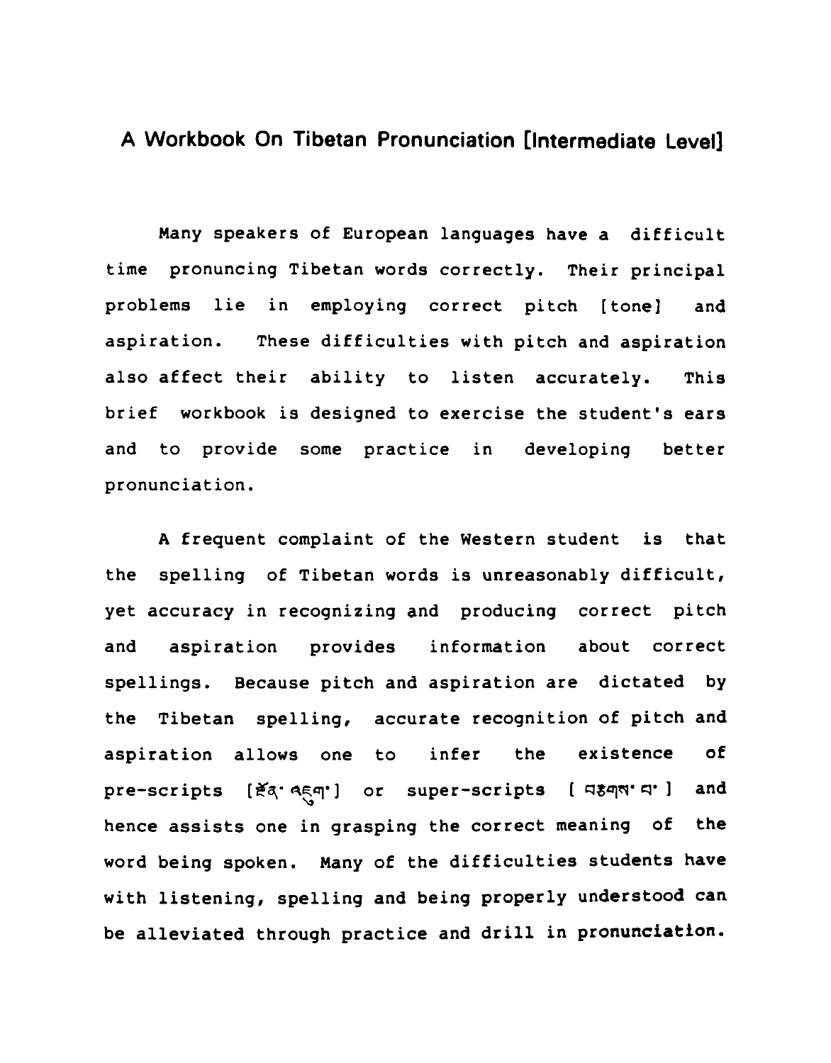# A Workbook On Tibetan Pronunciation [Intermediate Level]

Many speakers of European languages have a difficult time pronuncing Tibetan words correctly. Their principal problems lie in employing correct pitch [tone] and aspiration. These difficulties with pitch and aspiration also affect their ability to listen accurately. This brief workbook is designed to exercise the student's ears and to provide some practice in developing better pronunciation.

A frequent complaint of the Western student is that the spelling of Tibetan words is unreasonably difficult, yet accuracy in recognizing and producing correct pitch and aspiration provides information about correct spellings. Because pitch and aspiration are dictated by the Tibetan spelling, accurate recognition of pitch and aspiration allows one to infer the existence of pre-scripts [སྔོན་འཇུག་] or super-scripts [ བརྩེགས་པ་ ] and hence assists one in grasping the correct meaning of the word being spoken. Many of the difficulties students have with listening, spelling and being properly understood can be alleviated through practice and drill in pronunciation.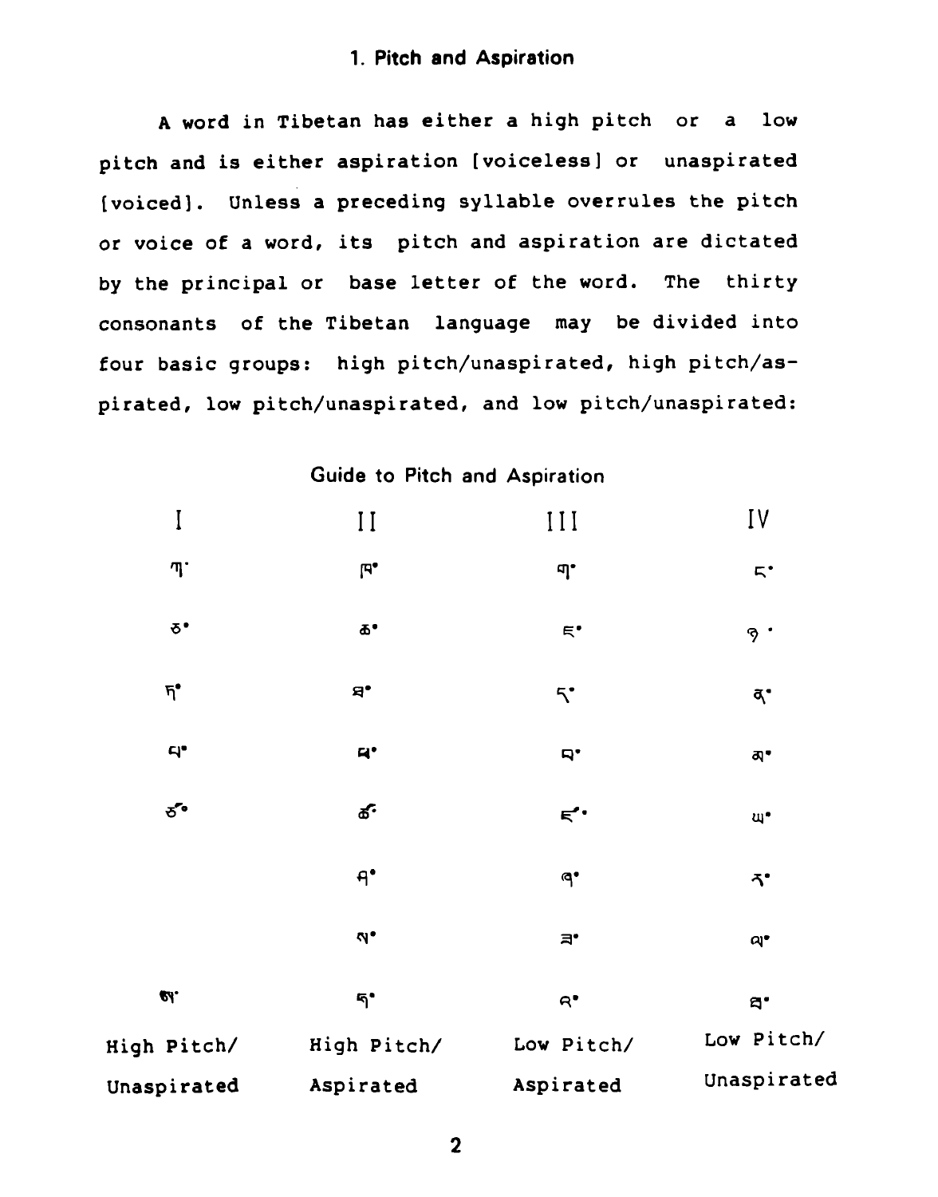## 1. Pitch and Aspiration

A word in Tibetan has either a high pitch or a low pitch and is either aspiration [voiceless] or unaspirated [voiced]. Unless a preceding syllable overrules the pitch or voice of a word, its pitch and aspiration are dictated by the principal or base letter of the word. The thirty consonants of the Tibetan language may be divided into four basic groups: high pitch/unaspirated, high pitch/aspirated, low pitch/unaspirated, and low pitch/unaspirated:

### Guide to Pitch and Aspiration

| I | II | III | IV |
|---|---|---|---|
| ཀ་ | ཁ་ | ག་ | ང་ |
| ཅ་ | ཆ་ | ཇ་ | ཉ་ |
| ཏ་ | ཐ་ | ད་ | ན་ |
| པ་ | ཕ་ | བ་ | མ་ |
| ཙ་ | ཚ་ | ཛ་ | ཡ་ |
| | ཤ་ | ཞ་ | ར་ |
| | ས་ | ཟ་ | ལ་ |
| ཨ་ | ཧ་ | འ་ | ཝ་ |
| High Pitch/ Unaspirated | High Pitch/ Aspirated | Low Pitch/ Aspirated | Low Pitch/ Unaspirated |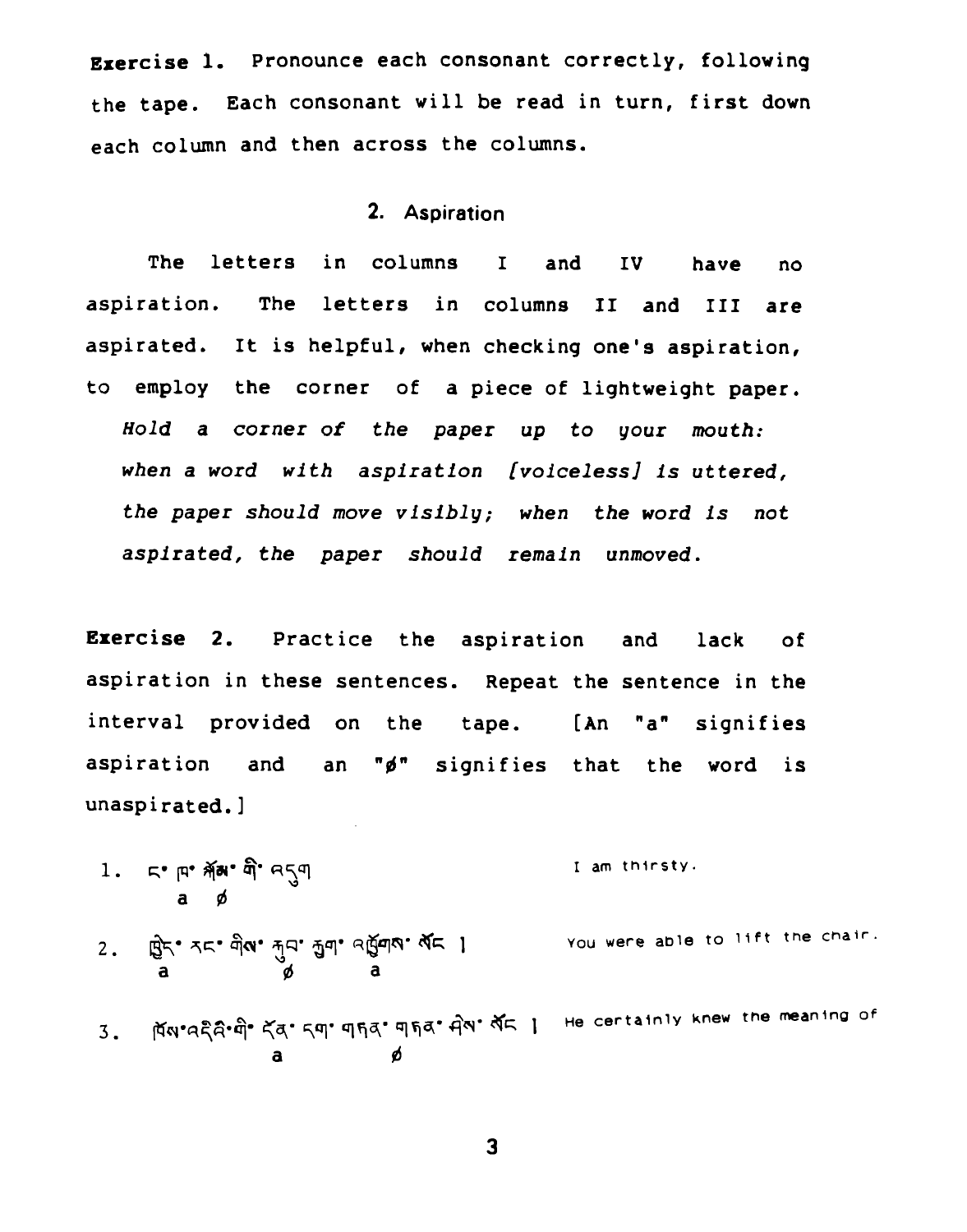**Exercise 1.** Pronounce each consonant correctly, following the tape. Each consonant will be read in turn, first down each column and then across the columns.

## 2. Aspiration

The letters in columns I and IV have no aspiration. The letters in columns II and III are aspirated. It is helpful, when checking one's aspiration, to employ the corner of a piece of lightweight paper. *Hold a corner of the paper up to your mouth: when a word with aspiration [voiceless] is uttered, the paper should move visibly; when the word is not aspirated, the paper should remain unmoved.*

**Exercise 2.** Practice the aspiration and lack of aspiration in these sentences. Repeat the sentence in the interval provided on the tape. [An "a" signifies aspiration and an "ø" signifies that the word is unaspirated.]

1. ང་ ཁ་ སྐོམ་ གི་ འདུག — I am thirsty.
   a ø

2. ཁྱེད་ རང་ གིས་ ཀུབ་ ཀྱག་ འཁྱོགས་ སོང ། — You were able to lift the chair.
   a ø a

3. ཁོས་འདིའི་གི་ དོན་ དག་ གཏན་ གཏན་ ཤེས་ སོང ། — He certainly knew the meaning of
   a ø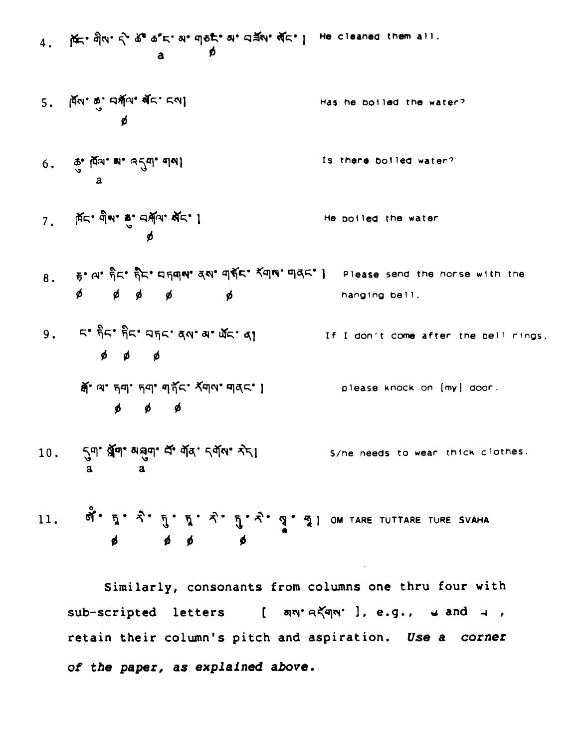4. ཁོང་གིས་དེ་ཚོ་ཚང་མ་གཙང་མ་བཟོས་སོང་། He cleaned them all.
   a ø

5. ཁོལ་ཆུ་བསྐོལ་སོང་ངས། Has he boiled the water?
   ø

6. ཆུ་ཁོལ་མ་འདུག་གས། Is there boiled water?
   a

7. ཁོང་གིས་ཆུ་བསྐོལ་སོང་། He boiled the water
   ø

8. རྟ་ལ་དྲིང་དྲིང་བཏགས་ནས་གཏོང་རོགས་གནང་། Please send the horse with the hanging bell.
   ø ø ø ø ø

9. ང་དྲིང་དྲིང་བཏང་ནས་མ་ཡོང་ན། If I don't come after the bell rings,
   ø ø ø

   སྒོ་ལ་ཏག་ཏག་གཏོང་རོགས་གནང་། please knock on [my] door.
   ø ø ø

10. དུག་སྟོག་མཐུག་པོ་གོན་དགོས་རེད། S/he needs to wear thick clothes.
    a a

11. ཨོཾ་ཏཱ་རེ་ཏུ་ཏཱ་རེ་ཏུ་རེ་སྭཱ་ཧཱ། OM TARE TUTTARE TURE SVAHA
    ø ø ø ø

Similarly, consonants from columns one thru four with sub-scripted letters [ མས་འདོགས་ ], e.g., ུ and ྲ, retain their column's pitch and aspiration. *Use a corner of the paper, as explained above.*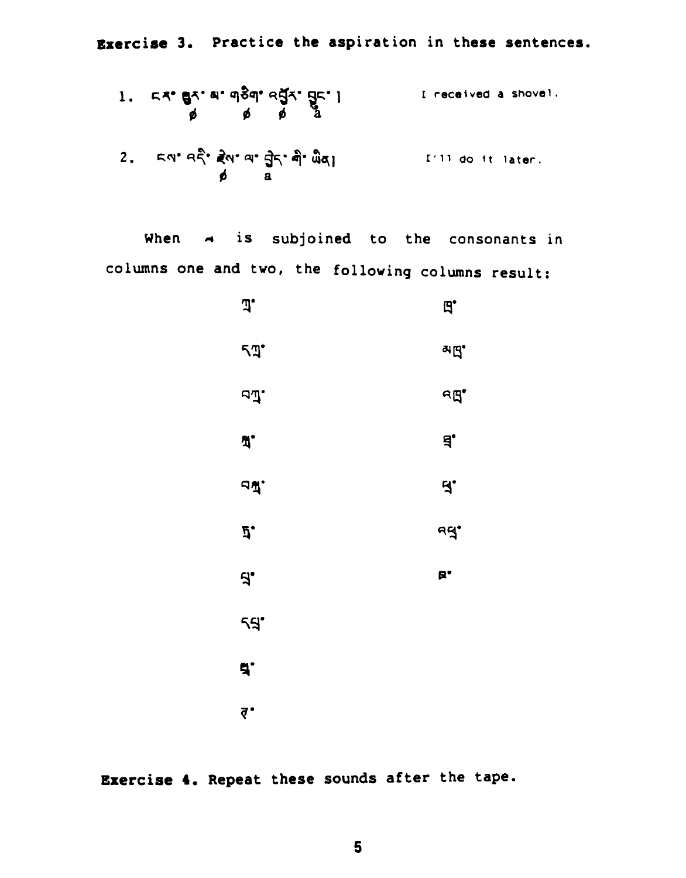**Exercise 3.** Practice the aspiration in these sentences.

1. ངས་ སྦར་ མ་ གཅིག་ འཐོར་ བྱུང་ །    I received a shovel.
   ø   ø   ø   å

2. ངལ་ འདི་ རྗེས་ ལ་ བྱེད་ ཀི་ ཡིན།    I'll do it later.
   ø   a

When ྱ is subjoined to the consonants in columns one and two, the following columns result:

| | |
|---|---|
| ཀྱ་ | ཁྱ་ |
| དཀྱ་ | མཁྱ་ |
| བཀྱ་ | འཁྱ་ |
| སྐྱ་ | ཕྱ་ |
| བསྐྱ་ | ཕྱ་ |
| ཏྱ་ | འཕྱ་ |
| པྱ་ | ཚྱ་ |
| དཔྱ་ | |
| སྤྱ་ | |
| ཙྱ་ | |

**Exercise 4.** Repeat these sounds after the tape.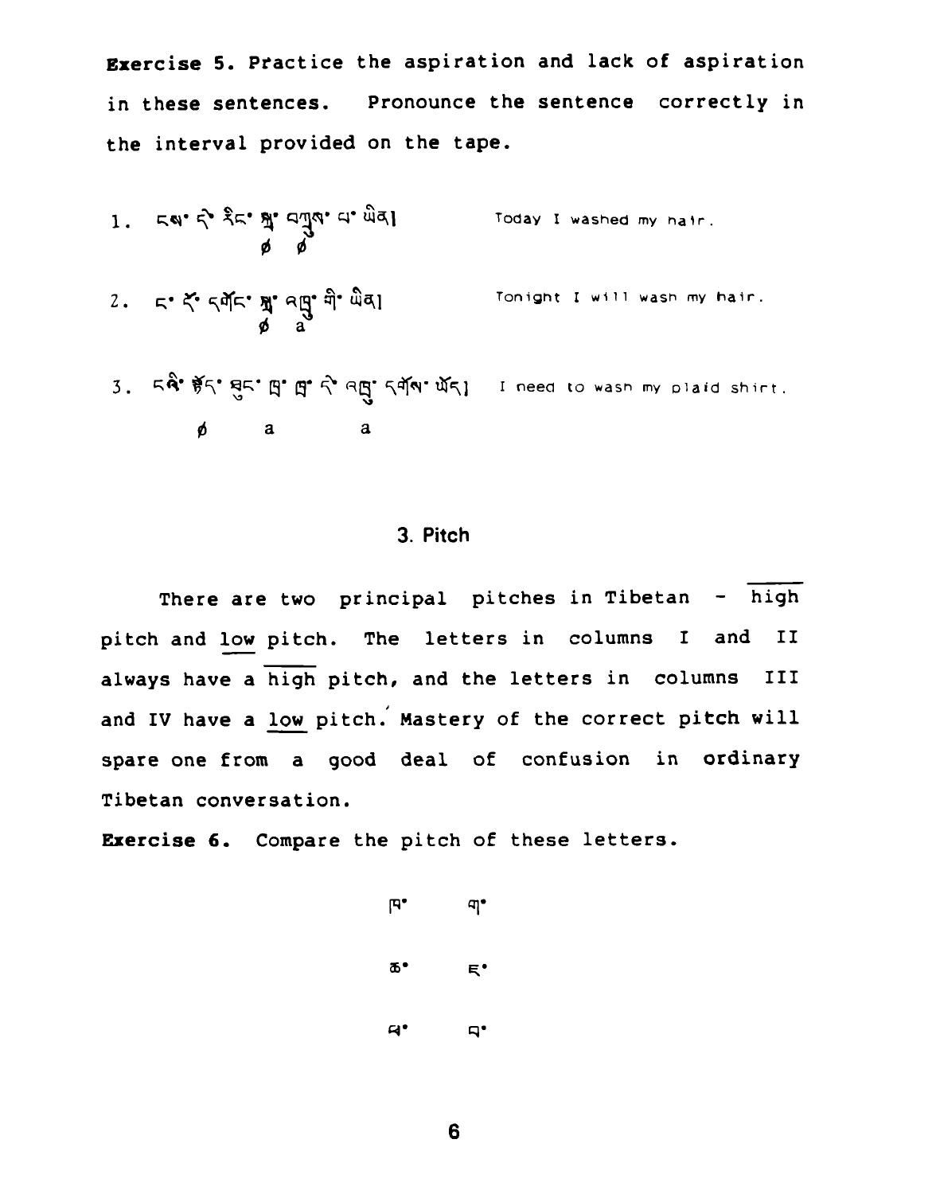**Exercise 5.** Practice the aspiration and lack of aspiration in these sentences. Pronounce the sentence correctly in the interval provided on the tape.

1. ངས་ དེ་ རིང་ སྐྲ་ བཀྲུས་ པ་ ཡིན། — Today I washed my hair.
   ø ø

2. ང་ ཧོ་ དགོང་ སྐྲ་ འཁྲུ་ གི་ ཡིན། — Tonight I will wash my hair.
   ø a

3. ངའི་ སྟོད་ ཐུང་ ཁྲ་ ཁྲ་ དེ་ འཁྲུ་ དགོས་ ཡོད། — I need to wash my plaid shirt.
   ø a a

## 3. Pitch

There are two principal pitches in Tibetan - high pitch and low pitch. The letters in columns I and II always have a high pitch, and the letters in columns III and IV have a low pitch. Mastery of the correct pitch will spare one from a good deal of confusion in ordinary Tibetan conversation.

**Exercise 6.** Compare the pitch of these letters.

| | |
|---|---|
| ཁ་ | ག་ |
| ཚ་ | ཛ་ |
| ཕ་ | བ་ |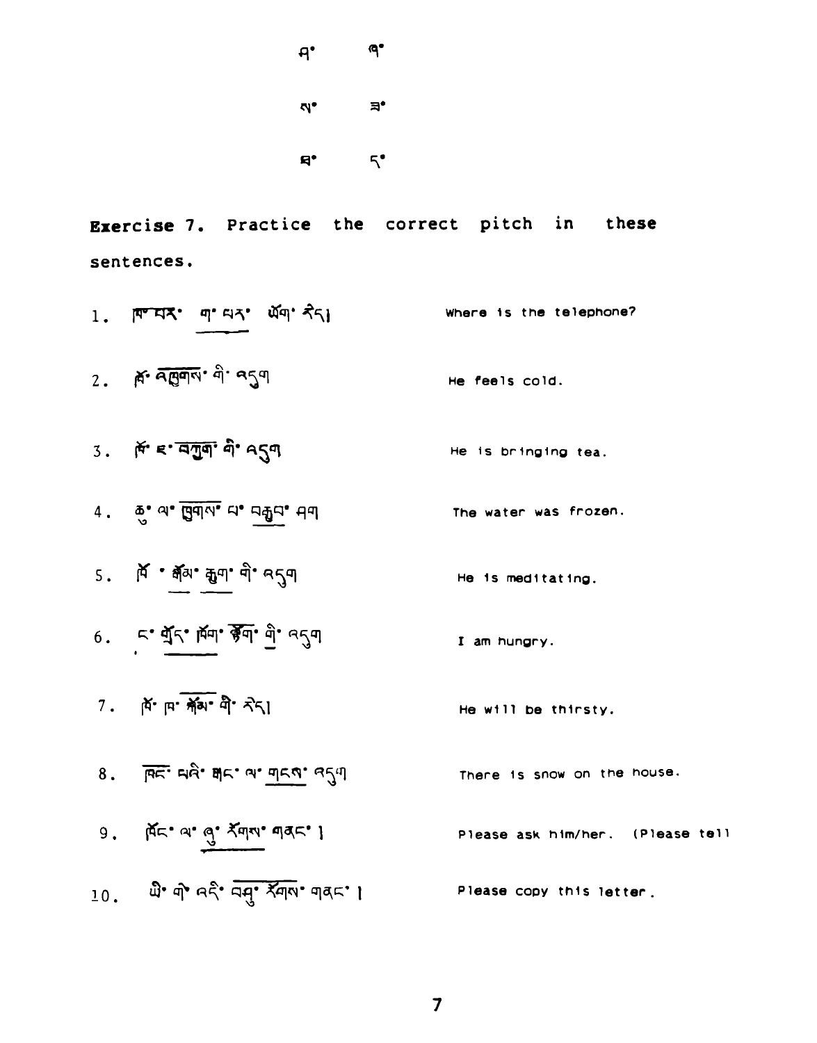ཐ་ ཉ་

ས་ ཟ་

ཐ་ ད་

**Exercise 7.** Practice the correct pitch in these sentences.

1. ཁ་པར་ ག་པར་ ཡོག་ རེད། — Where is the telephone?
2. ཁོ་ འཁྱགས་ གི་ འདུག — He feels cold.
3. ཁོ་ ཇ་ འཁྱུག་ གི་ འདུག — He is bringing tea.
4. ཆུ་ ལ་ ཁྱགས་ པ་ བརྒྱབ་ ཤག — The water was frozen.
5. ཁོ་ སྒོམ་ རྒྱག་ གི་ འདུག — He is meditating.
6. ང་ གྲོད་ ཁོག་ ལྟོག་ གི་ འདུག — I am hungry.
7. ཁོ་ ཁ་ སྐོམ་ གི་ རེད། — He will be thirsty.
8. ཁང་ པའི་ ཐང་ ལ་ གངས་ འདུག — There is snow on the house.
9. ཁོང་ ལ་ ཞུ་ རོགས་ གནང་ ། — Please ask him/her. (Please tell
10. ཡི་ གེ་ འདི་ བཤུ་ རོགས་ གནང་ ། — Please copy this letter.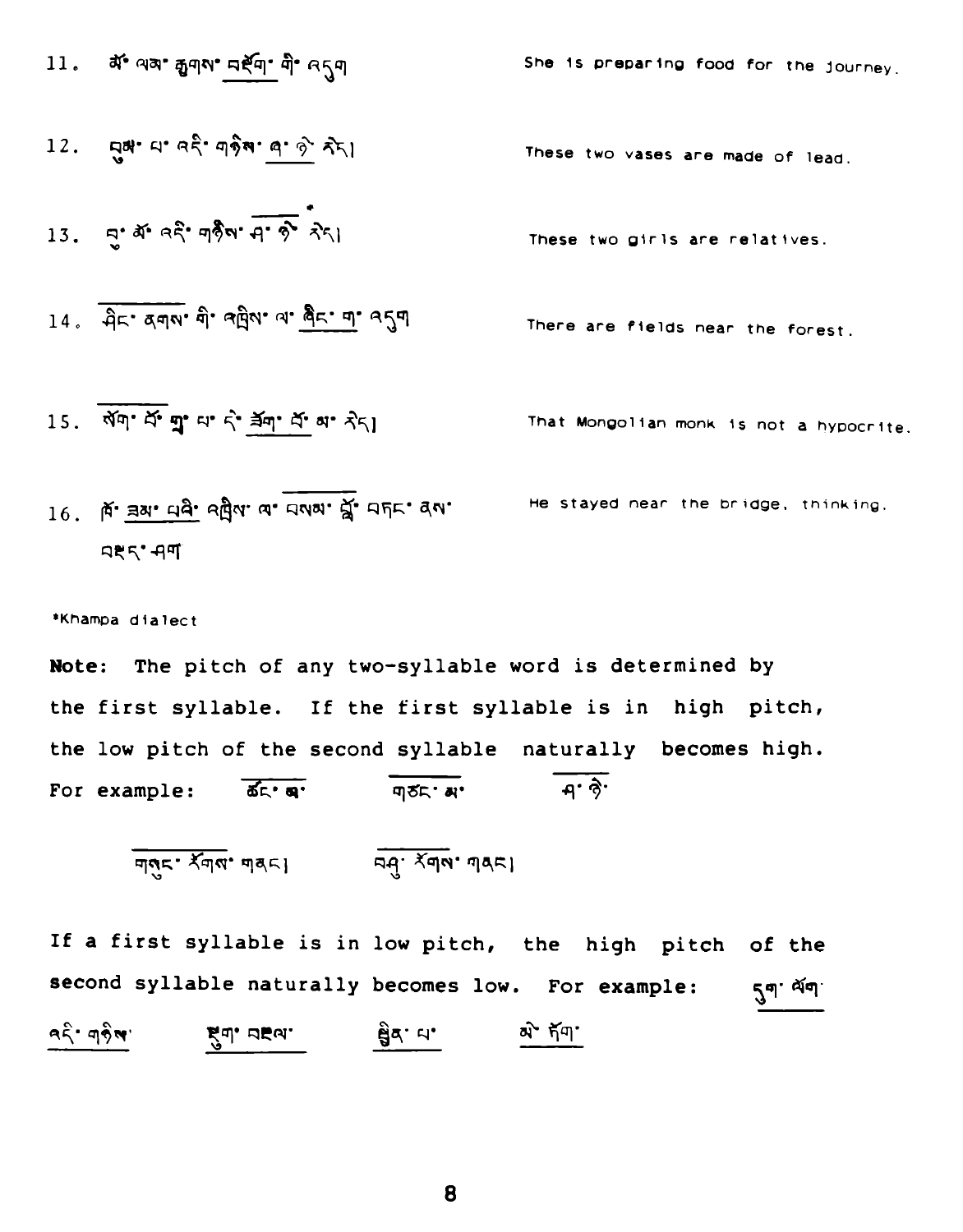11. མོ་ལམ་རྒྱགས་བཟོག་གི་འདུག She is preparing food for the journey.

12. བུམ་པ་འདི་གཉིས་ཞ་ཉེ་རེད། These two vases are made of lead.

13. བུ་མོ་འདི་གཉིས་ཤ་ཉེ་* རེད། These two girls are relatives.

14. ཤིང་ནགས་ཀྱི་འཁྲིས་ལ་ཞིང་ཀ་འདུག There are fields near the forest.

15. སོག་པོ་གྲྭ་པ་དེ་ཟོག་པོ་མ་རེད། That Mongolian monk is not a hypocrite.

16. ཁོ་ཟམ་པའི་འཁྲིས་ལ་བསམ་བློ་བཏང་ནས་བསྡད་ཤག He stayed near the bridge, thinking.

*Khampa dialect

**Note:** The pitch of any two-syllable word is determined by the first syllable. If the first syllable is in high pitch, the low pitch of the second syllable naturally becomes high. For example: ཚང་མ་ གཙང་མ་ ཤ་ཉེ་

གསུང་རོགས་གནང་། བཤུ་རོགས་གནང་།

If a first syllable is in low pitch, the high pitch of the second syllable naturally becomes low. For example: དུག་ལོག་ འདི་གཉིས་ རྡུག་བརྡལ་ སྤྲིན་པ་ མེ་ཏོག་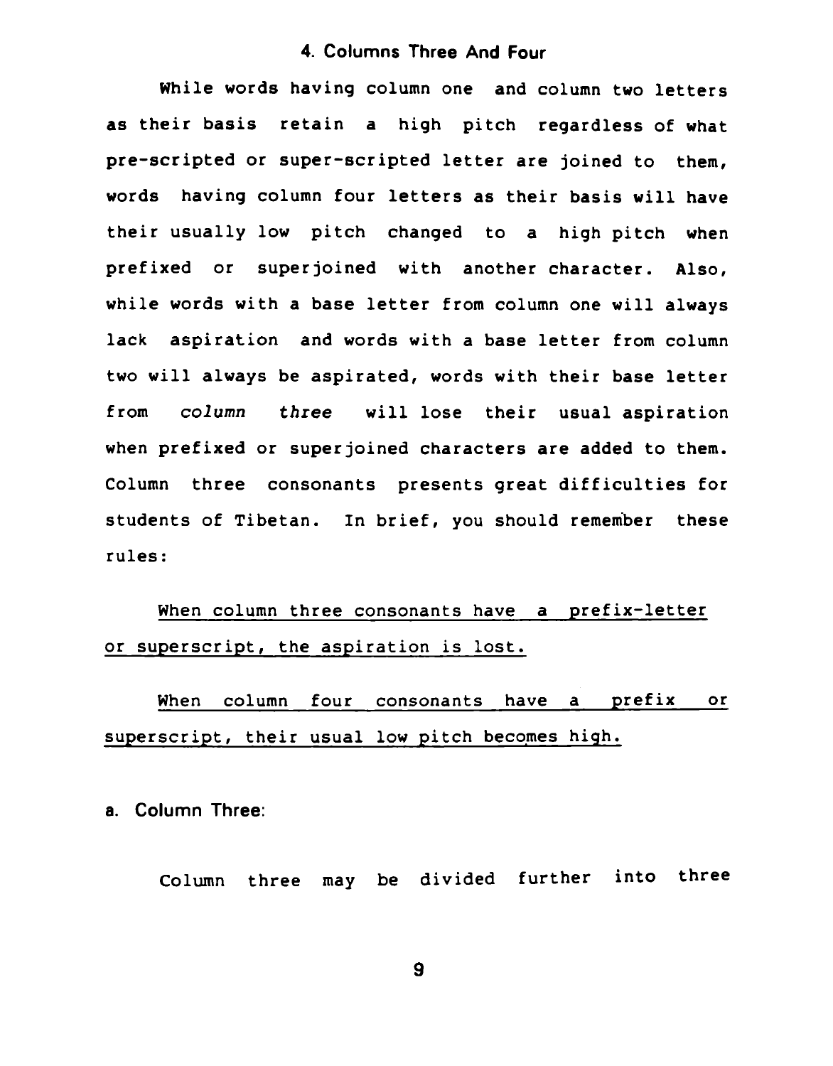## 4. Columns Three And Four

While words having column one and column two letters as their basis retain a high pitch regardless of what pre-scripted or super-scripted letter are joined to them, words having column four letters as their basis will have their usually low pitch changed to a high pitch when prefixed or superjoined with another character. Also, while words with a base letter from column one will always lack aspiration and words with a base letter from column two will always be aspirated, words with their base letter from *column three* will lose their usual aspiration when prefixed or superjoined characters are added to them. Column three consonants presents great difficulties for students of Tibetan. In brief, you should remember these rules:

<u>When column three consonants have a prefix-letter or superscript, the aspiration is lost.</u>

<u>When column four consonants have a prefix or superscript, their usual low pitch becomes high.</u>

### a. Column Three:

Column three may be divided further into three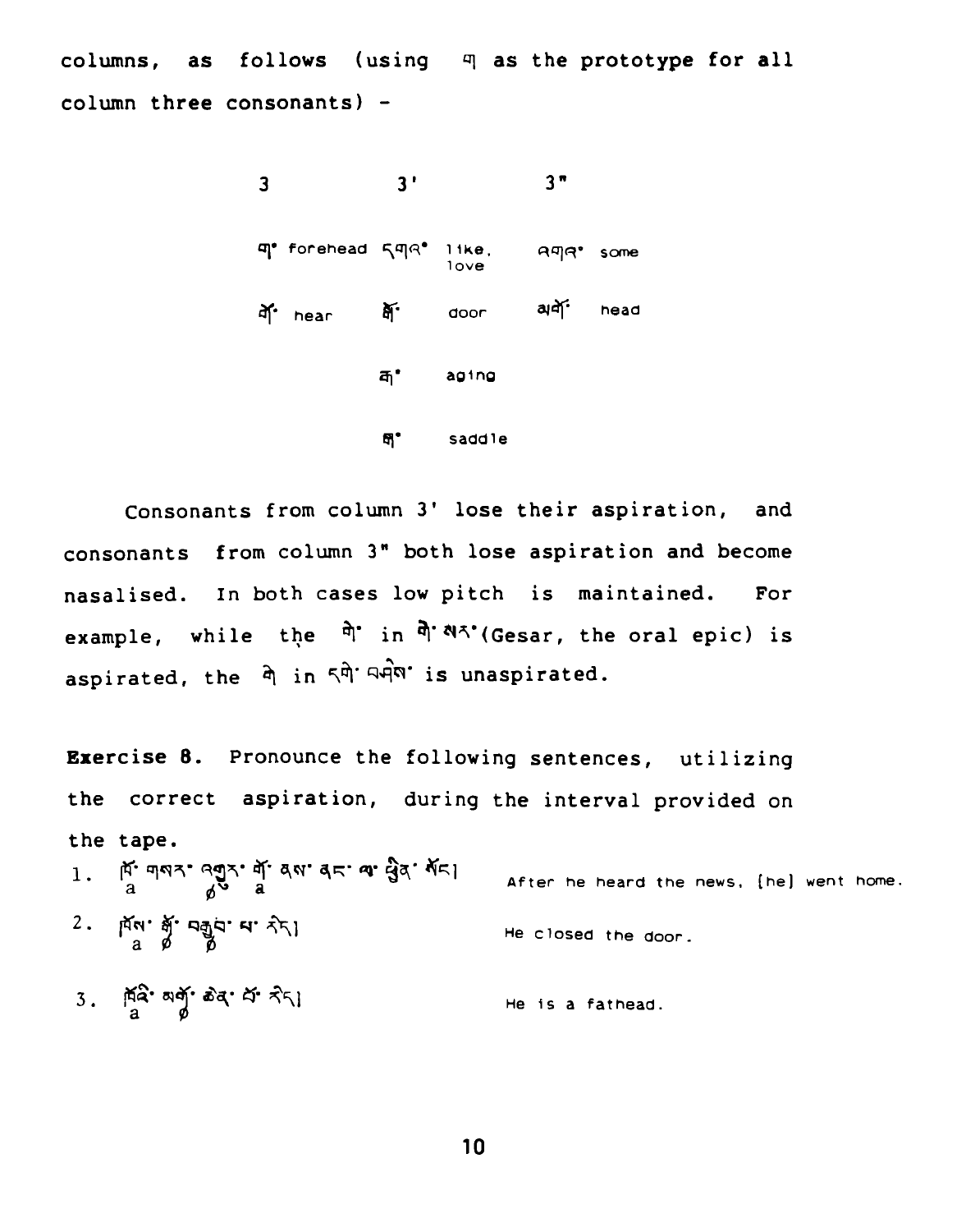columns, as follows (using ག as the prototype for all column three consonants) -

| 3 | | 3' | | 3" | |
|---|---|---|---|---|---|
| ག་ | forehead | དགའ་ | like, love | འགའ་ | some |
| གོ་ | hear | སྒོ་ | door | མགོ་ | head |
| | | རྒ་ | aging | | |
| | | སྒ་ | saddle | | |

Consonants from column 3' lose their aspiration, and consonants from column 3" both lose aspiration and become nasalised. In both cases low pitch is maintained. For example, while the གེ་ in གེ་སར་(Gesar, the oral epic) is aspirated, the གེ in དགེ་བཤེས་ is unaspirated.

**Exercise 8.** Pronounce the following sentences, utilizing the correct aspiration, during the interval provided on the tape.

1. ཁོ་ གསར་ འགྱུར་ གོ་ ནས་ ནང་ ལ་ ཕྱིན་ སོང་།  After he heard the news, [he] went home.
   (a ø a)
2. ཁོས་ སྒོ་ བརྒྱབ་ པ་ རེད།  He closed the door.
   (a ø ø)
3. ཁོའི་ མགོ་ ཆེན་ པོ་ རེད།  He is a fathead.
   (a ø)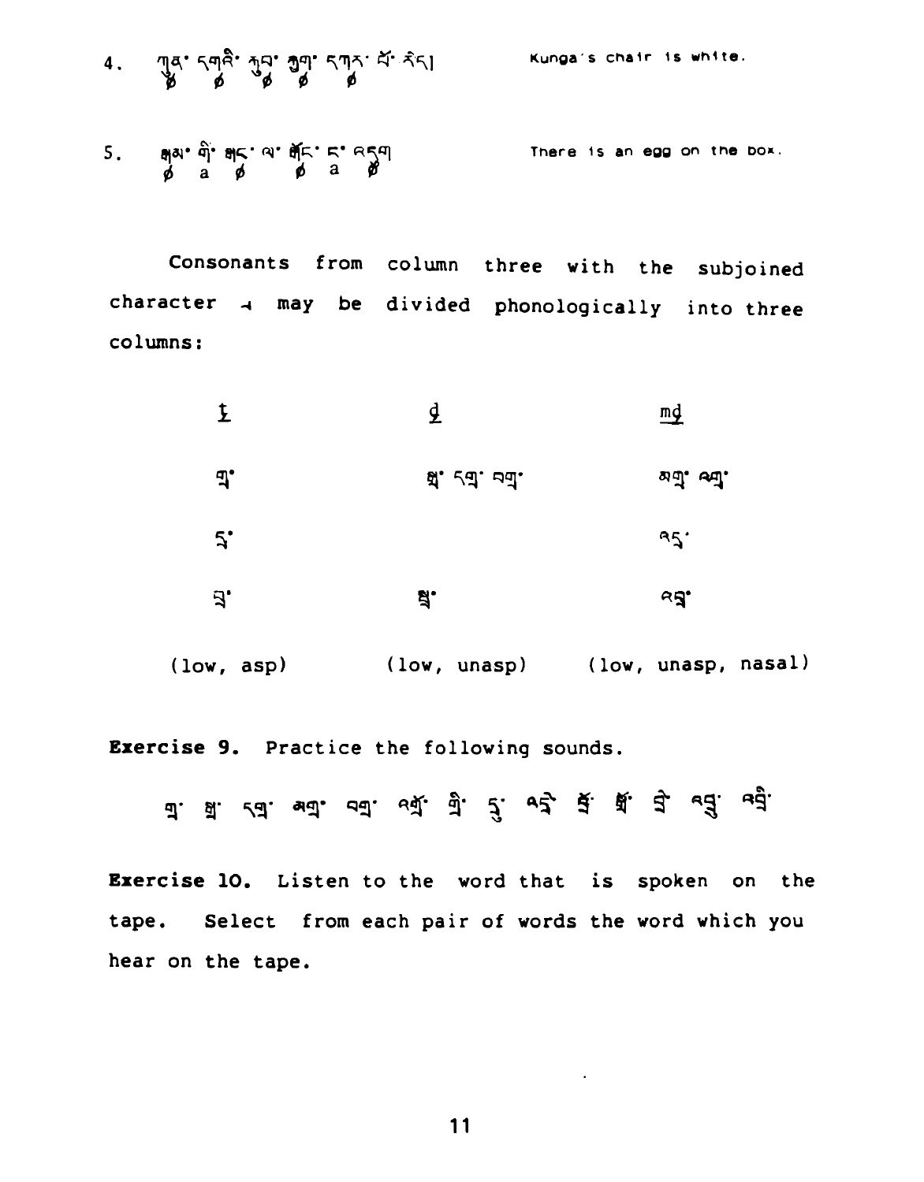4. ཀུན་ དགའི་ ཀུབ་ ཀྱག་ དཀར་ པོ་ རེད།　　Kunga's chair is white.
ø ø ø ø ø

5. སྒམ་ གི་ སྟང་ ལ་ སྒོང་ ང་ འདུག　　There is an egg on the box.
ø a ø ø a ø

Consonants from column three with the subjoined character ྲ may be divided phonologically into three columns:

| ṭ | ḍ | mḍ |
|---|---|---|
| གྲ་ | སྒྲ་ དགྲ་ བགྲ་ | མགྲ་ འགྲ་ |
| དྲ་ |  | འདྲ་ |
| བྲ་ | སྦྲ་ | འབྲ་ |
| (low, asp) | (low, unasp) | (low, unasp, nasal) |

**Exercise 9.** Practice the following sounds.

གྲ་ སྒྲ་ དགྲ་ མགྲ་ བགྲ་ འགྲོ་ གྲི་ དྲུ་ འདྲེ་ སྒྲོ་ སྒྲོ་ བྲེ་ འབྲུ་ འབྲི་

**Exercise 10.** Listen to the word that is spoken on the tape. Select from each pair of words the word which you hear on the tape.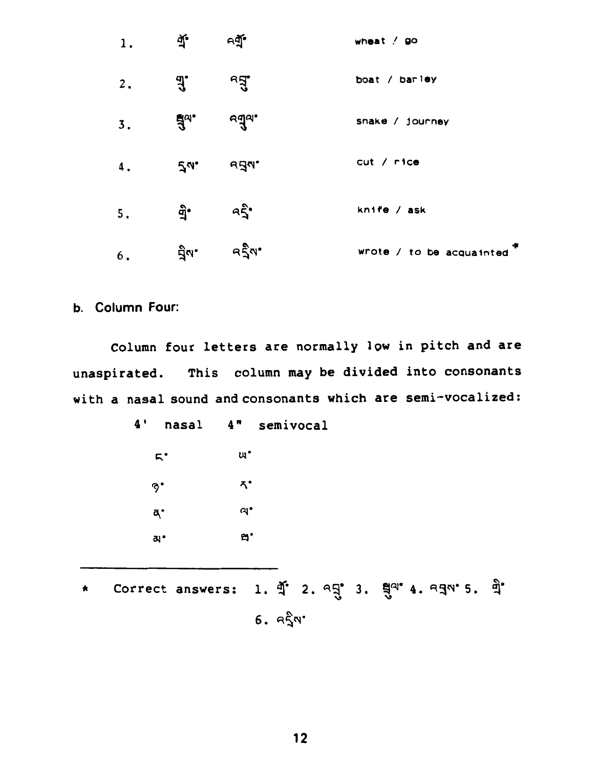| | | | |
|---|---|---|---|
| 1. | གྲོ་ | འགྲོ་ | wheat / go |
| 2. | གྲུ་ | འབྲུ་ | boat / barley |
| 3. | སྦྲུལ་ | འགྲུལ་ | snake / journey |
| 4. | དྲས་ | འབྲས་ | cut / rice |
| 5. | གྲི་ | འདྲི་ | knife / ask |
| 6. | བྲིས་ | འདྲིས་ | wrote / to be acquainted * |

b. **Column Four:**

Column four letters are normally low in pitch and are unaspirated. This column may be divided into consonants with a nasal sound and consonants which are semi-vocalized:

| 4' nasal | 4" semivocal |
|---|---|
| ང་ | ཡ་ |
| ཉ་ | ར་ |
| ན་ | ལ་ |
| མ་ | ཝ་ |

---

\* Correct answers: 1. གྲོ་ 2. འབྲུ་ 3. སྦྲུལ་ 4. འབྲས་ 5. གྲི་ 6. འདྲིས་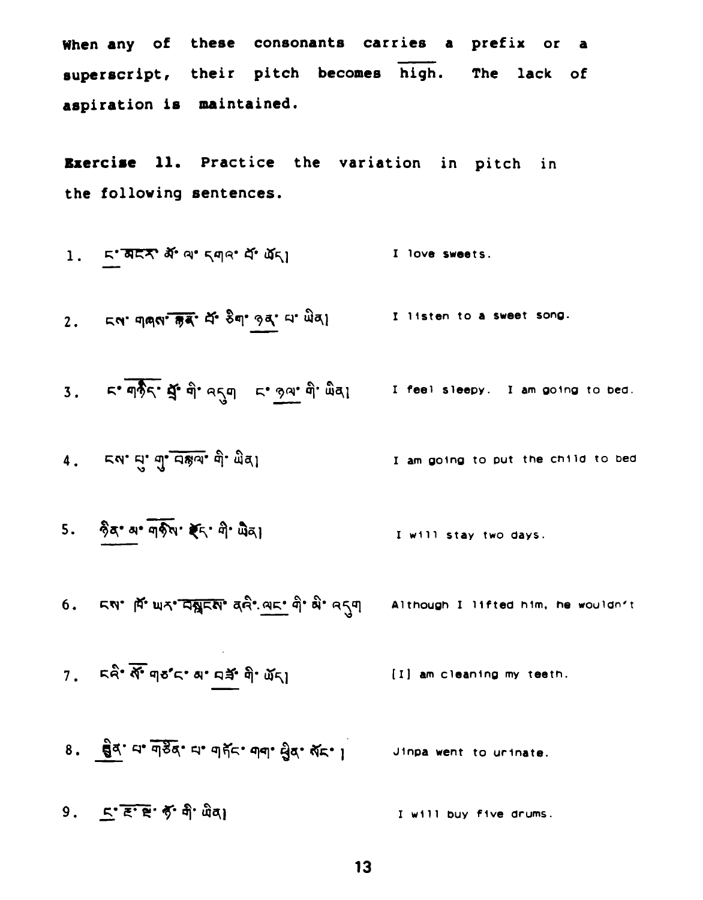When any of these consonants carries a prefix or a superscript, their pitch becomes high. The lack of aspiration is maintained.

**Exercise 11.** Practice the variation in pitch in the following sentences.

1. ང་མངར་མོ་ལ་དགའ་པོ་ཡོད། I love sweets.

2. ངས་གཞས་སྙན་པོ་ཅིག་ཉན་པ་ཡིན། I listen to a sweet song.

3. ང་གཉིད་ཐུ་གི་འདུག ང་ཉལ་གི་ཡིན། I feel sleepy. I am going to bed.

4. ངས་ཕྲུ་གུ་བཉལ་གི་ཡིན། I am going to put the child to bed

5. ཉིན་མ་གཉིས་སྡོད་གི་ཡིན། I will stay two days.

6. ངས་ཁོ་ཡར་བསྐྱངས་ནའི་ལང་གི་མི་འདུག Although I lifted him, he wouldn't

7. ངའི་སོ་གཙང་མ་བཟོ་གི་ཡོད། [I] am cleaning my teeth.

8. སྦྱིན་པ་གཅིན་པ་གཏོང་གག་ཕྱིན་སོང་། Jinpa went to urinate.

9. ང་རྔ་ལྔ་ཉོ་གི་ཡིན། I will buy five drums.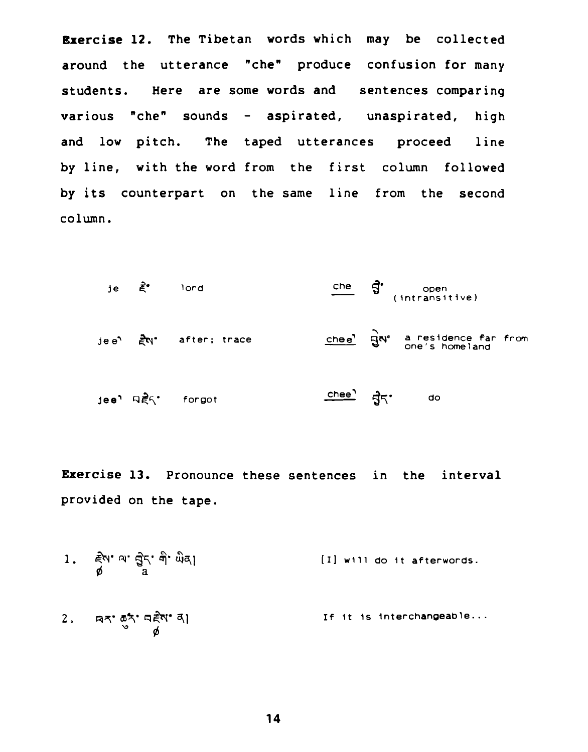**Exercise 12.** The Tibetan words which may be collected around the utterance "che" produce confusion for many students. Here are some words and sentences comparing various "che" sounds - aspirated, unaspirated, high and low pitch. The taped utterances proceed line by line, with the word from the first column followed by its counterpart on the same line from the second column.

| | | | | | |
|---|---|---|---|---|---|
| je | རྗེ་ | lord | che | བྱེ་ | open (intransitive) |
| jee` | རྗེས་ | after; trace | chee` | བྱེས་ | a residence far from one's homeland |
| jee` | བརྗེད་ | forgot | chee` | བྱེད་ | do |

**Exercise 13.** Pronounce these sentences in the interval provided on the tape.

1. རྗེས་ ལ་ བྱེད་ ཀྱི་ ཡིན། — [I] will do it afterwords.
   ø a

2. བར་ ཚུར་ བརྗེས་ ན། — If it is interchangeable...
   ø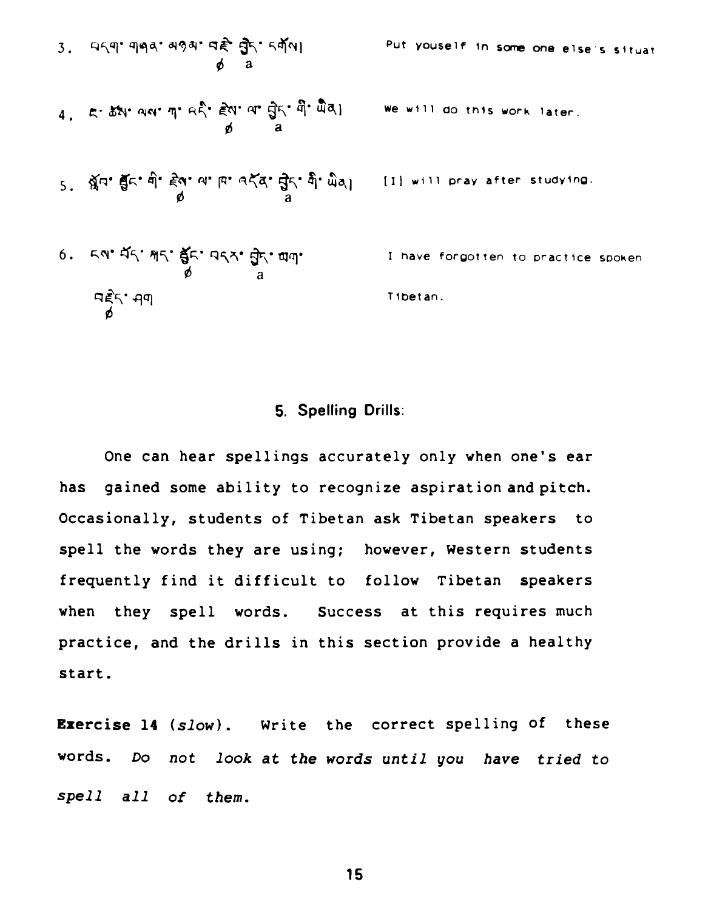3. བདག་གཞན་མཉམ་བརྗེ་བྱེད་དགོས། Put youself in some one else's situat
   ø a

4. ང་ཚོས་ལས་ཀ་འདི་རྗེས་ལ་བྱེད་གི་ཡིན། We will do this work later.
   ø a

5. སློབ་སྦྱོང་གི་རྗེས་ལ་ཁ་འདོན་བྱེད་གི་ཡིན། [I] will pray after studying.
   ø a

6. ངས་བོད་སྐད་སྦྱོང་བདར་བྱེད་ཡག་བརྗེད་ཤག I have forgotten to practice spoken Tibetan.
   ø a
   ø

## 5. Spelling Drills:

One can hear spellings accurately only when one's ear has gained some ability to recognize aspiration and pitch. Occasionally, students of Tibetan ask Tibetan speakers to spell the words they are using; however, Western students frequently find it difficult to follow Tibetan speakers when they spell words. Success at this requires much practice, and the drills in this section provide a healthy start.

**Exercise 14** (*slow*). Write the correct spelling of these words. *Do not look at the words until you have tried to spell all of them.*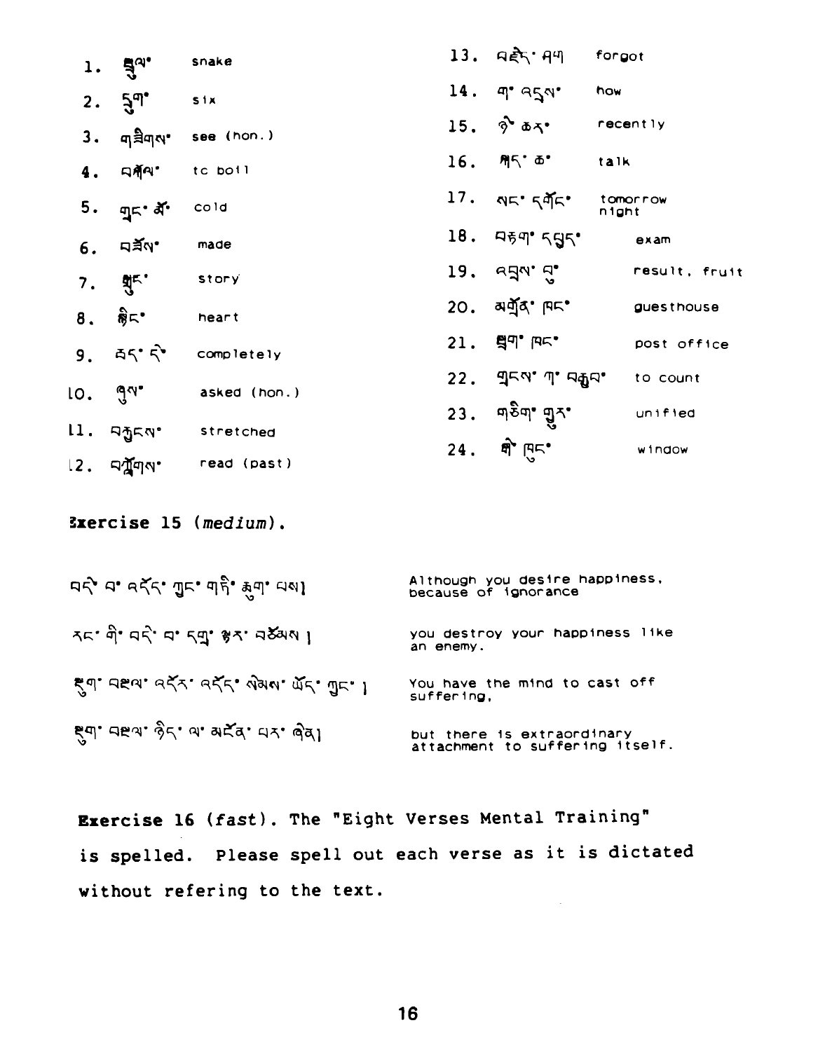1. སྦྲུལ་ snake
2. དྲུག་ six
3. གཟིགས་ see (hon.)
4. བསྐོལ་ to boil
5. གྲང་མོ་ cold
6. བཟོས་ made
7. སྒྲུང་ story
8. སྙིང་ heart
9. ཚད་དེ་ completely
10. ཞུས་ asked (hon.)
11. བརྐྱངས་ stretched
12. བཀླགས་ read (past)
13. བརྗེད་ཤག forgot
14. ག་འདྲས་ how
15. ཉེ་ཆར་ recently
16. སྐད་ཆ་ talk
17. སང་དགོང་ tomorrow night
18. བརྟག་དཔྱད་ exam
19. འབྲས་བུ་ result, fruit
20. མགྲོན་ཁང་ guesthouse
21. སྦྲག་ཁང་ post office
22. གྲངས་ཀ་བརྒྱབ་ to count
23. གཅིག་གྱུར་ unified
24. སྒེ་ཁུང་ window

## Exercise 15 (*medium*).

| | |
|---|---|
| བདེ་བ་འདོད་ཀྱང་གཏི་རྨུག་པས། | Although you desire happiness, because of ignorance |
| རང་གི་བདེ་བ་དགྲ་རྟར་བཅོམས། | you destroy your happiness like an enemy. |
| སྡུག་བསྔལ་འདོར་འདོད་སེམས་ཡོད་ཀྱང་། | You have the mind to cast off suffering, |
| སྡུག་བསྔལ་ཉིད་ལ་མངོན་པར་ཞེན། | but there is extraordinary attachment to suffering itself. |

**Exercise 16 (*fast*).** The "Eight Verses Mental Training" is spelled. Please spell out each verse as it is dictated without refering to the text.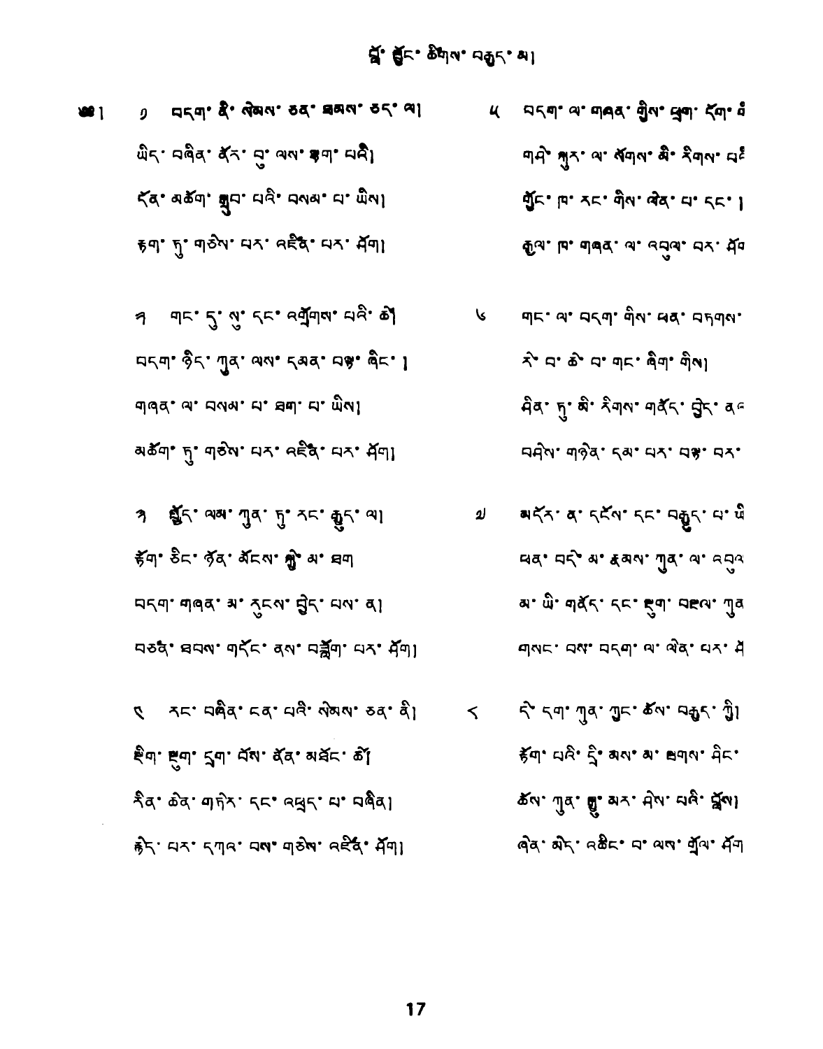# བློ་སྦྱོང་ཚིག་བརྒྱད་མ།

༄། ༡ བདག་ནི་སེམས་ཅན་ཐམས་ཅད་ལ།
ཡིད་བཞིན་ནོར་བུ་ལས་ལྷག་པའི།
དོན་མཆོག་སྒྲུབ་པའི་བསམ་པ་ཡིས།
རྟག་ཏུ་གཅེས་པར་འཛིན་པར་ཤོག།

༢ གང་དུ་སུ་དང་འགྲོགས་པའི་ཚེ།
བདག་ཉིད་ཀུན་ལས་དམན་པར་བལྟ་ཞིང་།
གཞན་ལ་བསམ་པ་ཐག་པ་ཡིས།
མཆོག་ཏུ་གཅེས་པར་འཛིན་པར་ཤོག།

༣ སྤྱོད་ལམ་ཀུན་ཏུ་རང་རྒྱུད་ལ།
རྟོག་ཅིང་ཉོན་མོངས་སྐྱེས་མ་ཐག
བདག་གཞན་མ་རུངས་བྱེད་པས་ན།
བཙན་ཐབས་གདོང་ནས་བཟློག་པར་ཤོག།

༤ རང་བཞིན་ངན་པའི་སེམས་ཅན་ནི།
སྡིག་སྡུག་དྲག་པོས་ནོན་མཐོང་ཚེ།
རིན་ཆེན་གཏེར་དང་འཕྲད་པ་བཞིན།
རྙེད་པར་དཀའ་བས་གཅེས་འཛིན་ཤོག།

༥ བདག་ལ་གཞན་གྱིས་ཕྲག་དོག་གི
གཤེ་སྐུར་ལ་སོགས་མི་རིགས་པ
གྱོང་ཁ་རང་གིས་ལེན་པ་དང་།
རྒྱལ་ཁ་གཞན་ལ་འབུལ་བར་ཤོ

༦ གང་ལ་བདག་གིས་ཕན་བཏགས་
རེ་བ་ཆེ་བ་གང་ཞིག་གིས།
ཤིན་ཏུ་མི་རིགས་གནོད་བྱེད་ན
བཤེས་གཉེན་དམ་པར་བལྟ་བར་

༧ མདོར་ན་དངོས་དང་བརྒྱུད་པ་ཡི
ཕན་བདེ་མ་རྣམས་ཀུན་ལ་འབུ
མ་ཡི་གནོད་དང་སྡུག་བསྔལ་ཀུ
གསང་བས་བདག་ལ་ལེན་པར་ཤ

༨ དེ་དག་ཀུན་ཀྱང་ཆོས་བརྒྱད་ཀྱི།
རྟོག་པའི་དྲི་མས་མ་བསྒྲགས་ཤིང་
ཆོས་ཀུན་སྒྱུ་མར་ཤེས་པའི་བློས།
ཞེན་མེད་འཆིང་བ་ལས་གྲོལ་ཤོག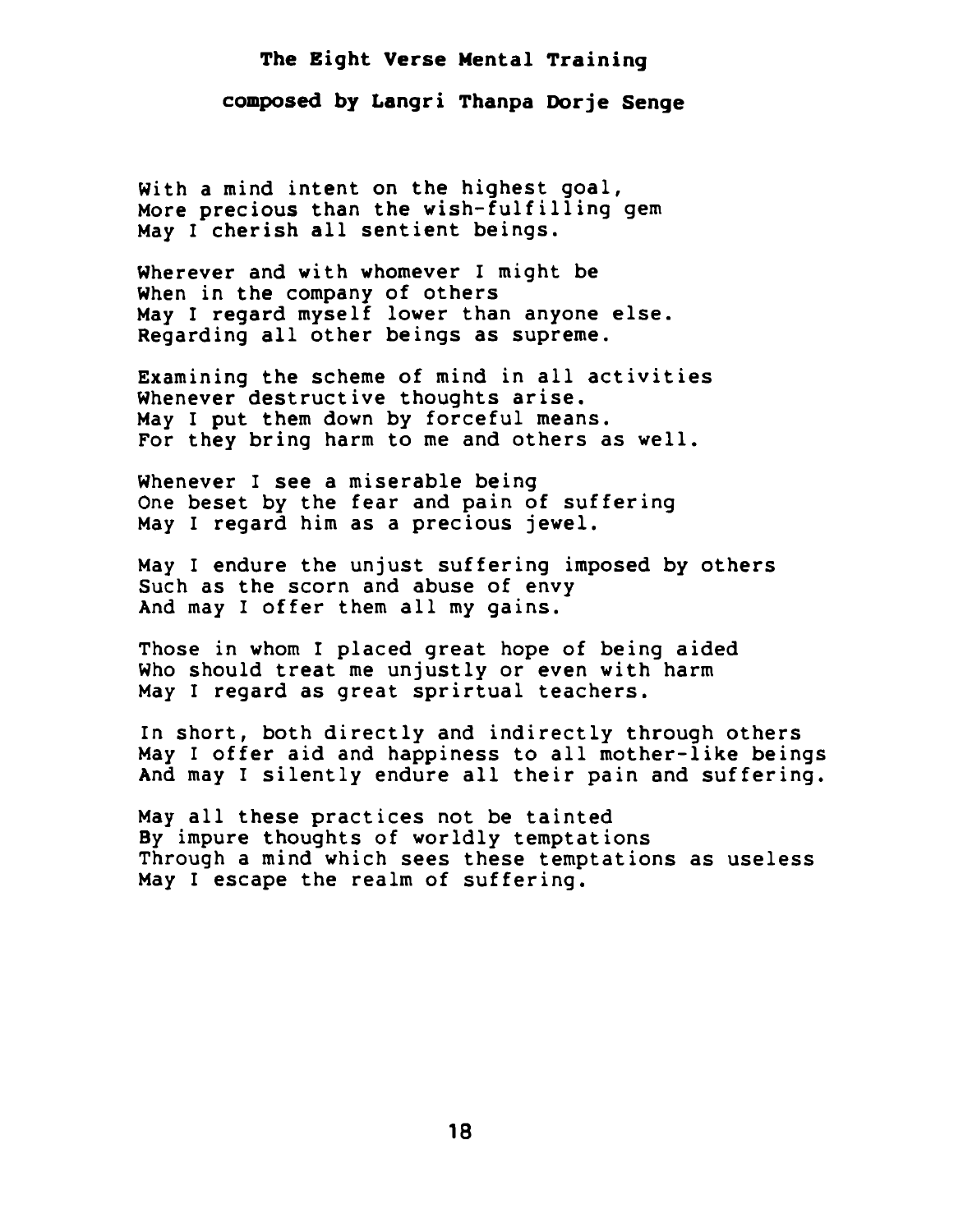## The Eight Verse Mental Training

### composed by Langri Thanpa Dorje Senge

With a mind intent on the highest goal,
More precious than the wish-fulfilling gem
May I cherish all sentient beings.

Wherever and with whomever I might be
When in the company of others
May I regard myself lower than anyone else.
Regarding all other beings as supreme.

Examining the scheme of mind in all activities
Whenever destructive thoughts arise.
May I put them down by forceful means.
For they bring harm to me and others as well.

Whenever I see a miserable being
One beset by the fear and pain of suffering
May I regard him as a precious jewel.

May I endure the unjust suffering imposed by others
Such as the scorn and abuse of envy
And may I offer them all my gains.

Those in whom I placed great hope of being aided
Who should treat me unjustly or even with harm
May I regard as great sprirtual teachers.

In short, both directly and indirectly through others
May I offer aid and happiness to all mother-like beings
And may I silently endure all their pain and suffering.

May all these practices not be tainted
By impure thoughts of worldly temptations
Through a mind which sees these temptations as useless
May I escape the realm of suffering.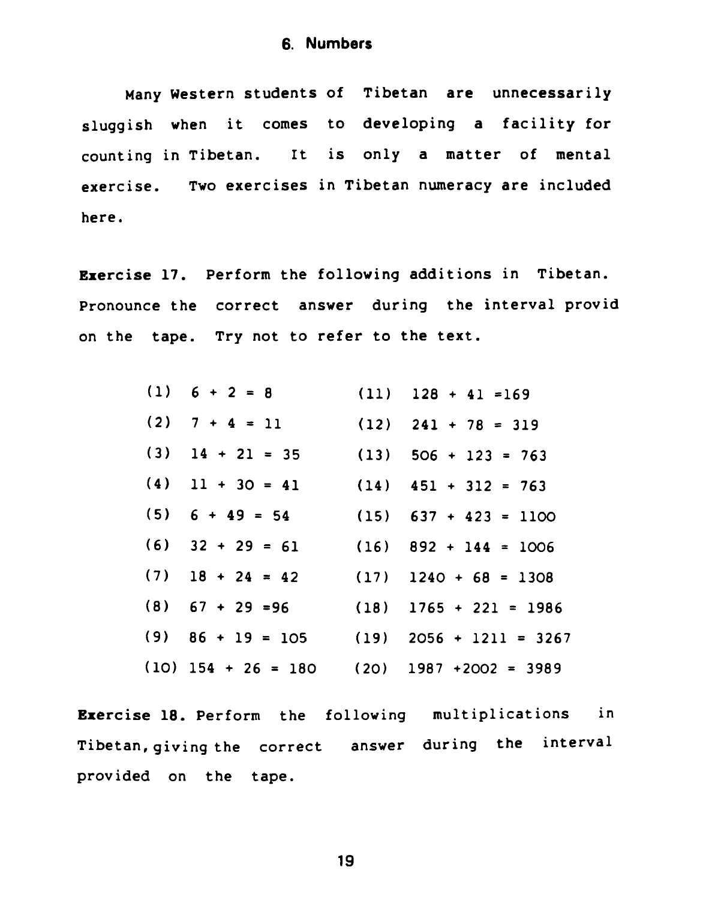## 6. Numbers

Many Western students of Tibetan are unnecessarily sluggish when it comes to developing a facility for counting in Tibetan. It is only a matter of mental exercise. Two exercises in Tibetan numeracy are included here.

**Exercise 17.** Perform the following additions in Tibetan. Pronounce the correct answer during the interval provid on the tape. Try not to refer to the text.

| | | | |
|---|---|---|---|
| (1) | 6 + 2 = 8 | (11) | 128 + 41 =169 |
| (2) | 7 + 4 = 11 | (12) | 241 + 78 = 319 |
| (3) | 14 + 21 = 35 | (13) | 506 + 123 = 763 |
| (4) | 11 + 30 = 41 | (14) | 451 + 312 = 763 |
| (5) | 6 + 49 = 54 | (15) | 637 + 423 = 1100 |
| (6) | 32 + 29 = 61 | (16) | 892 + 144 = 1006 |
| (7) | 18 + 24 = 42 | (17) | 1240 + 68 = 1308 |
| (8) | 67 + 29 =96 | (18) | 1765 + 221 = 1986 |
| (9) | 86 + 19 = 105 | (19) | 2056 + 1211 = 3267 |
| (10) | 154 + 26 = 180 | (20) | 1987 +2002 = 3989 |

**Exercise 18.** Perform the following multiplications in Tibetan, giving the correct answer during the interval provided on the tape.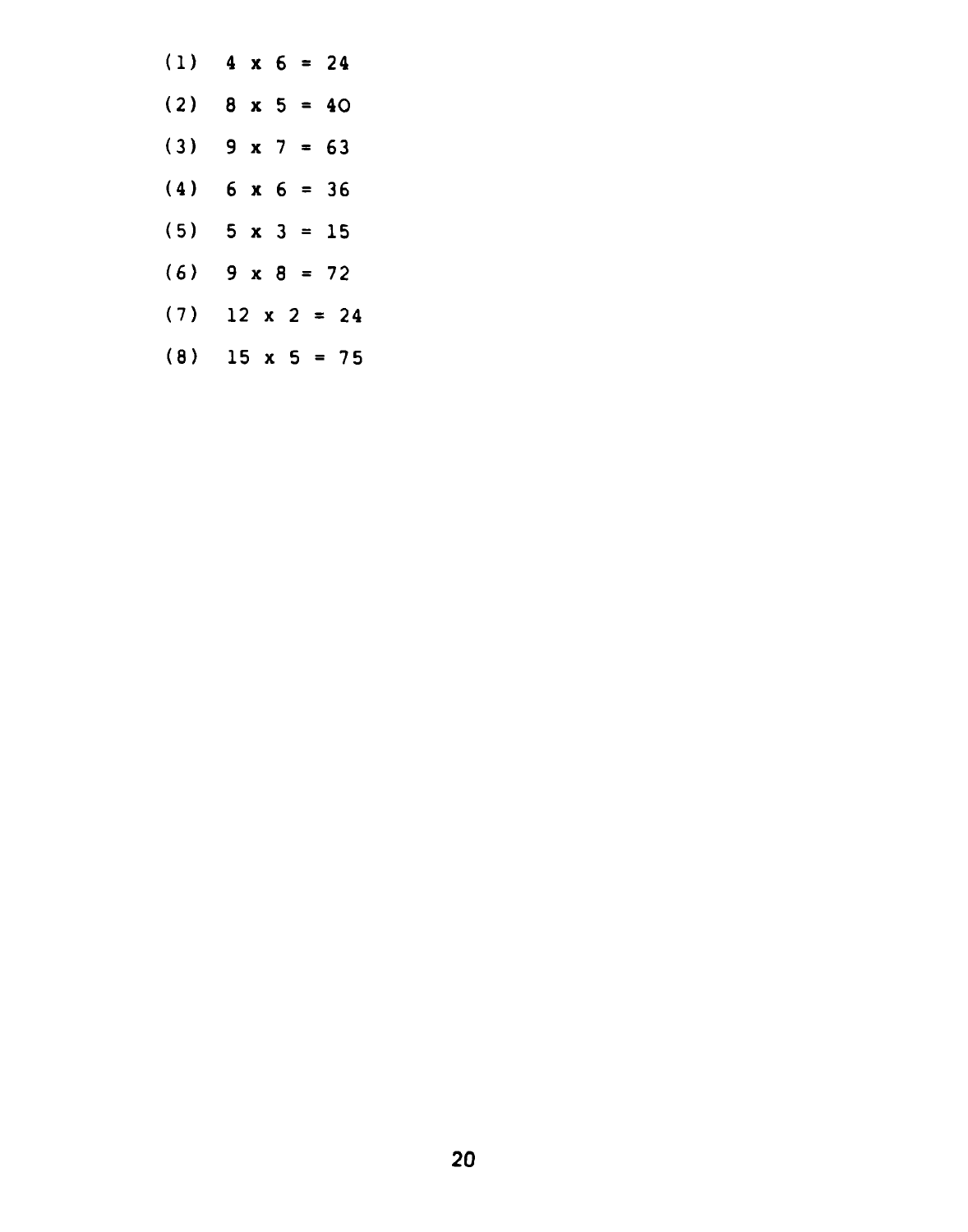(1) $4 \times 6 = 24$

(2) $8 \times 5 = 40$

(3) $9 \times 7 = 63$

(4) $6 \times 6 = 36$

(5) $5 \times 3 = 15$

(6) $9 \times 8 = 72$

(7) $12 \times 2 = 24$

(8) $15 \times 5 = 75$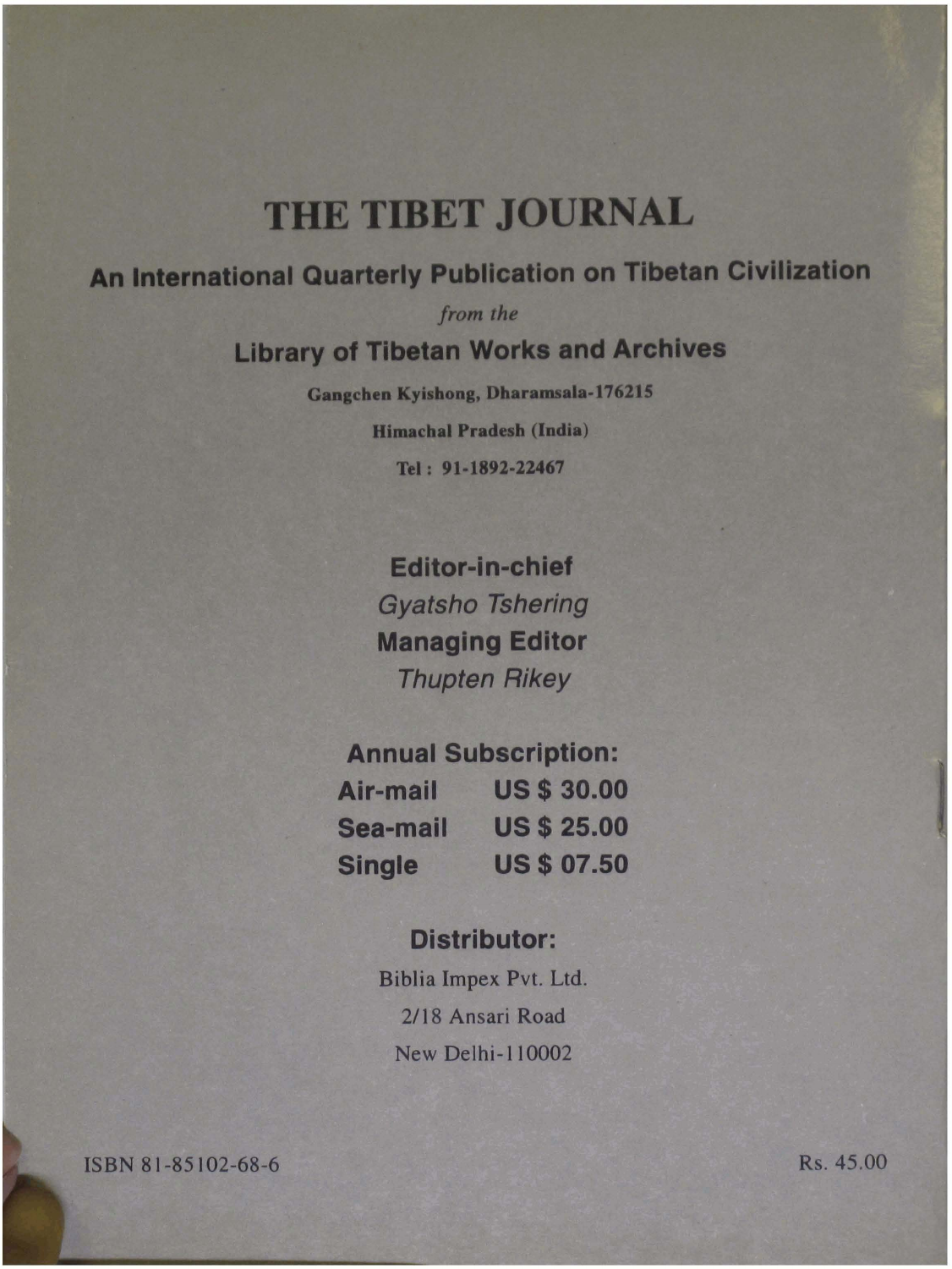# THE TIBET JOURNAL

## An International Quarterly Publication on Tibetan Civilization

*from the*

### Library of Tibetan Works and Archives

**Gangchen Kyishong, Dharamsala-176215**

**Himachal Pradesh (India)**

**Tel : 91-1892-22467**

**Editor-in-chief**

*Gyatsho Tshering*

**Managing Editor**

*Thupten Rikey*

**Annual Subscription:**

| | |
|---|---|
| **Air-mail** | **US $ 30.00** |
| **Sea-mail** | **US $ 25.00** |
| **Single** | **US $ 07.50** |

**Distributor:**

Biblia Impex Pvt. Ltd.

2/18 Ansari Road

New Delhi-110002

ISBN 81-85102-68-6

Rs. 45.00